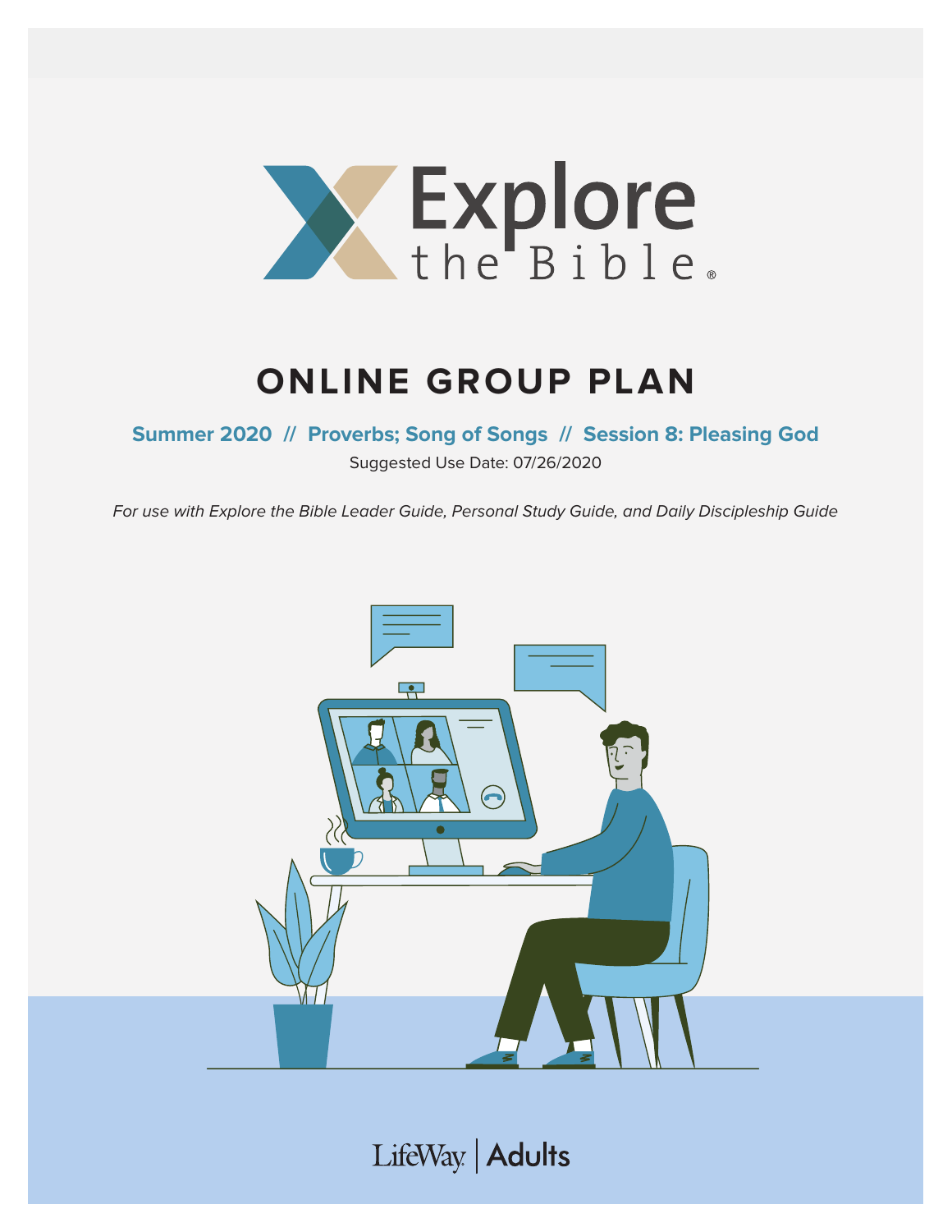# Explore the Bible

## ONLINE GROUP PLAN

**Summer 2020 // Proverbs; Song of Songs // Session 8: Pleasing God**

Suggested Use Date: 07/26/2020

*For use with Explore the Bible Leader Guide, Personal Study Guide, and Daily Discipleship Guide*

LifeWay | Adults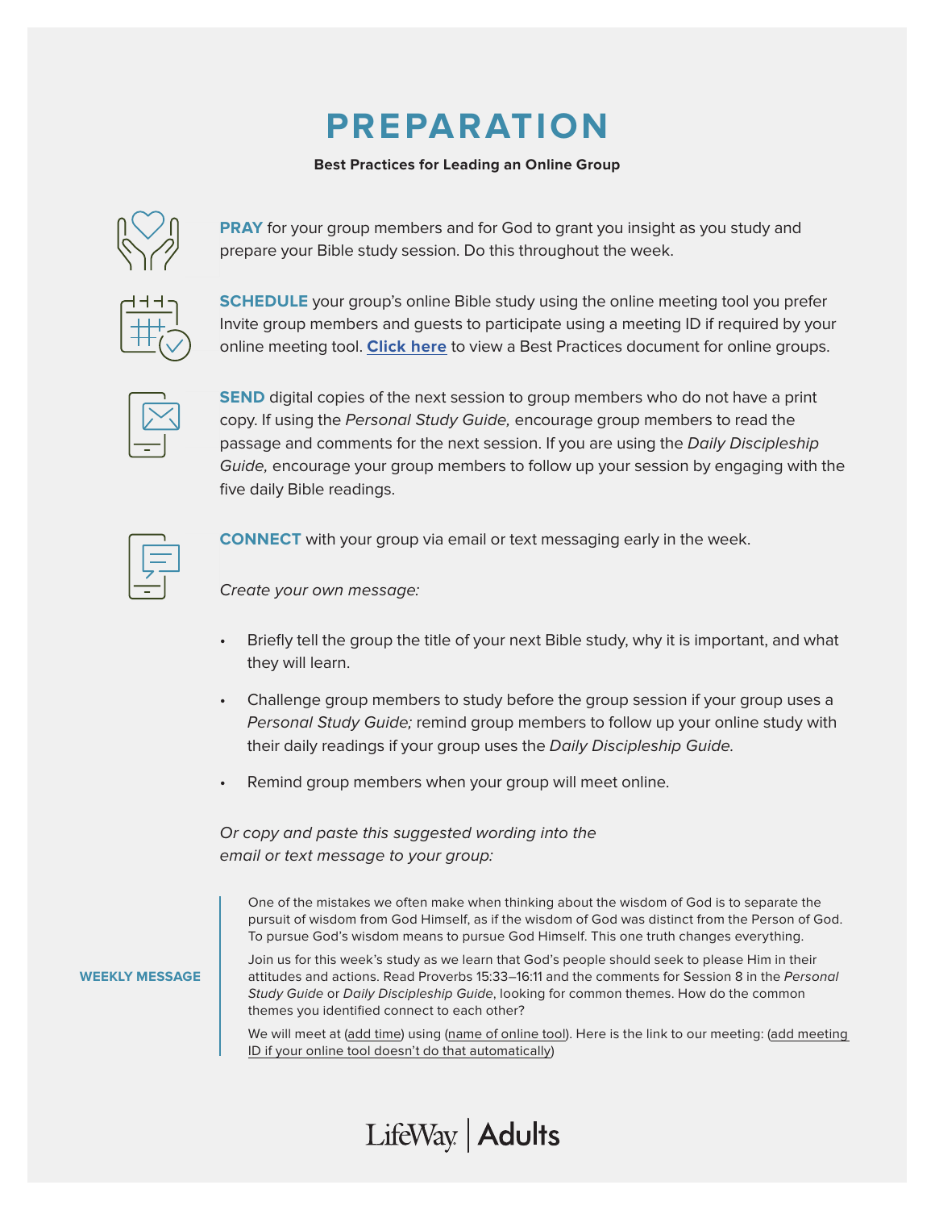# PREPARATION

**Best Practices for Leading an Online Group**

**PRAY** for your group members and for God to grant you insight as you study and prepare your Bible study session. Do this throughout the week.

**SCHEDULE** your group's online Bible study using the online meeting tool you prefer Invite group members and guests to participate using a meeting ID if required by your online meeting tool. **Click here** to view a Best Practices document for online groups.

**SEND** digital copies of the next session to group members who do not have a print copy. If using the *Personal Study Guide,* encourage group members to read the passage and comments for the next session. If you are using the *Daily Discipleship Guide,* encourage your group members to follow up your session by engaging with the five daily Bible readings.

**CONNECT** with your group via email or text messaging early in the week.

*Create your own message:*

- Briefly tell the group the title of your next Bible study, why it is important, and what they will learn.
- Challenge group members to study before the group session if your group uses a *Personal Study Guide;* remind group members to follow up your online study with their daily readings if your group uses the *Daily Discipleship Guide.*
- Remind group members when your group will meet online.

*Or copy and paste this suggested wording into the email or text message to your group:*

**WEEKLY MESSAGE**

One of the mistakes we often make when thinking about the wisdom of God is to separate the pursuit of wisdom from God Himself, as if the wisdom of God was distinct from the Person of God. To pursue God's wisdom means to pursue God Himself. This one truth changes everything.

Join us for this week's study as we learn that God's people should seek to please Him in their attitudes and actions. Read Proverbs 15:33–16:11 and the comments for Session 8 in the *Personal Study Guide* or *Daily Discipleship Guide*, looking for common themes. How do the common themes you identified connect to each other?

We will meet at (add time) using (name of online tool). Here is the link to our meeting: (add meeting ID if your online tool doesn't do that automatically)

LifeWay | Adults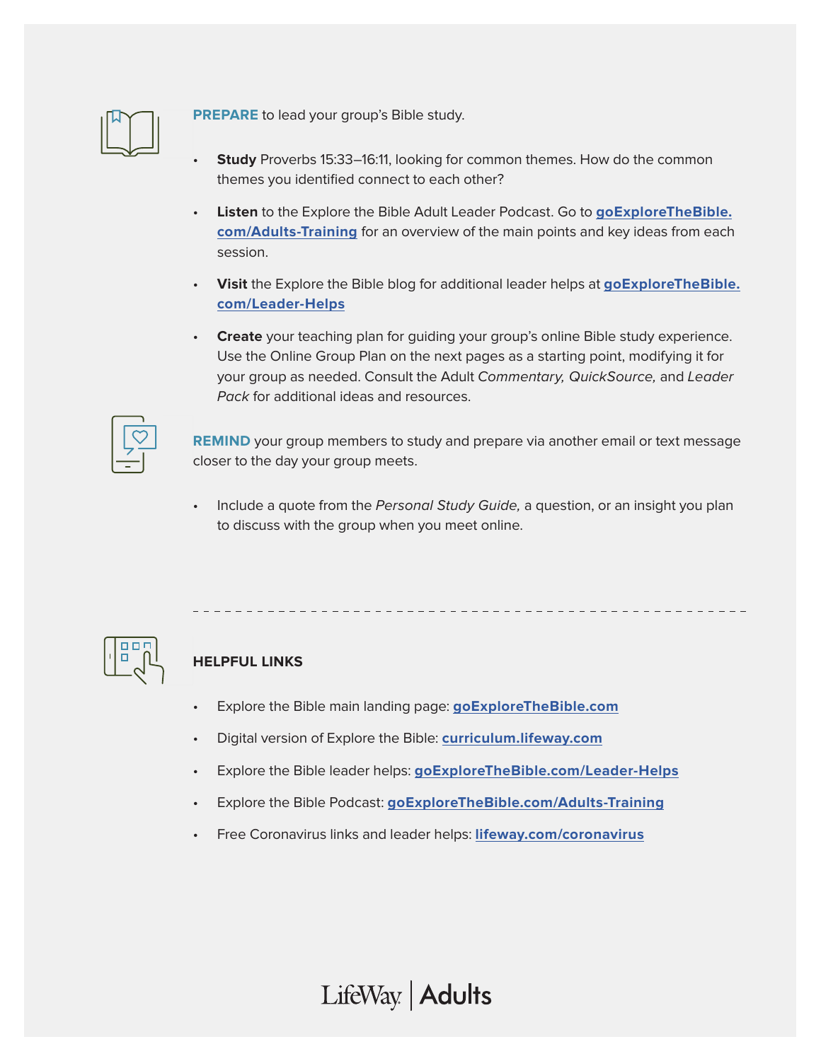**PREPARE** to lead your group's Bible study.

- **Study** Proverbs 15:33–16:11, looking for common themes. How do the common themes you identified connect to each other?
- **Listen** to the Explore the Bible Adult Leader Podcast. Go to **goExploreTheBible.com/Adults-Training** for an overview of the main points and key ideas from each session.
- **Visit** the Explore the Bible blog for additional leader helps at **goExploreTheBible.com/Leader-Helps**
- **Create** your teaching plan for guiding your group's online Bible study experience. Use the Online Group Plan on the next pages as a starting point, modifying it for your group as needed. Consult the Adult *Commentary, QuickSource,* and *Leader Pack* for additional ideas and resources.

**REMIND** your group members to study and prepare via another email or text message closer to the day your group meets.

- Include a quote from the *Personal Study Guide,* a question, or an insight you plan to discuss with the group when you meet online.

---

**HELPFUL LINKS**

- Explore the Bible main landing page: **goExploreTheBible.com**
- Digital version of Explore the Bible: **curriculum.lifeway.com**
- Explore the Bible leader helps: **goExploreTheBible.com/Leader-Helps**
- Explore the Bible Podcast: **goExploreTheBible.com/Adults-Training**
- Free Coronavirus links and leader helps: **lifeway.com/coronavirus**

LifeWay | Adults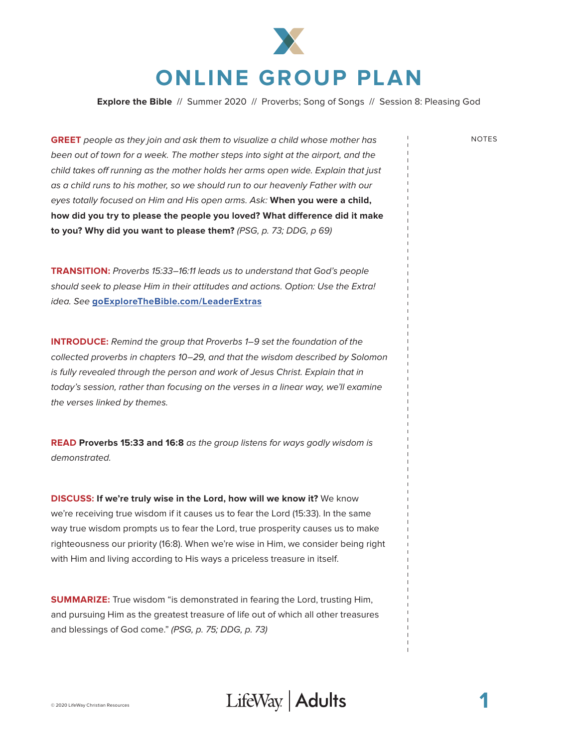# ONLINE GROUP PLAN

**Explore the Bible** // Summer 2020 // Proverbs; Song of Songs // Session 8: Pleasing God

NOTES

**GREET** *people as they join and ask them to visualize a child whose mother has been out of town for a week. The mother steps into sight at the airport, and the child takes off running as the mother holds her arms open wide. Explain that just as a child runs to his mother, so we should run to our heavenly Father with our eyes totally focused on Him and His open arms. Ask:* **When you were a child, how did you try to please the people you loved? What difference did it make to you? Why did you want to please them?** *(PSG, p. 73; DDG, p 69)*

**TRANSITION:** *Proverbs 15:33–16:11 leads us to understand that God's people should seek to please Him in their attitudes and actions. Option: Use the Extra! idea. See* **goExploreTheBible.com/LeaderExtras**

**INTRODUCE:** *Remind the group that Proverbs 1–9 set the foundation of the collected proverbs in chapters 10–29, and that the wisdom described by Solomon is fully revealed through the person and work of Jesus Christ. Explain that in today's session, rather than focusing on the verses in a linear way, we'll examine the verses linked by themes.*

**READ** **Proverbs 15:33 and 16:8** *as the group listens for ways godly wisdom is demonstrated.*

**DISCUSS:** **If we're truly wise in the Lord, how will we know it?** We know we're receiving true wisdom if it causes us to fear the Lord (15:33). In the same way true wisdom prompts us to fear the Lord, true prosperity causes us to make righteousness our priority (16:8). When we're wise in Him, we consider being right with Him and living according to His ways a priceless treasure in itself.

**SUMMARIZE:** True wisdom "is demonstrated in fearing the Lord, trusting Him, and pursuing Him as the greatest treasure of life out of which all other treasures and blessings of God come." *(PSG, p. 75; DDG, p. 73)*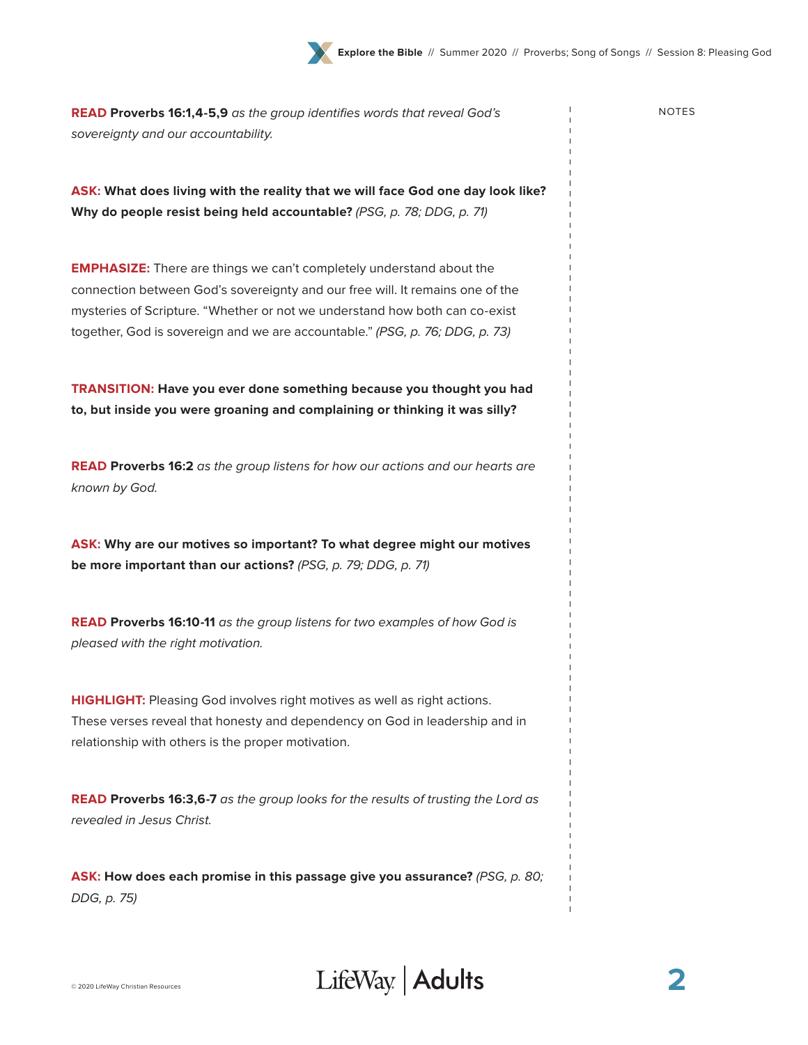**READ** **Proverbs 16:1,4-5,9** *as the group identifies words that reveal God's sovereignty and our accountability.*

**ASK: What does living with the reality that we will face God one day look like? Why do people resist being held accountable?** *(PSG, p. 78; DDG, p. 71)*

**EMPHASIZE:** There are things we can't completely understand about the connection between God's sovereignty and our free will. It remains one of the mysteries of Scripture. "Whether or not we understand how both can co-exist together, God is sovereign and we are accountable." *(PSG, p. 76; DDG, p. 73)*

**TRANSITION: Have you ever done something because you thought you had to, but inside you were groaning and complaining or thinking it was silly?**

**READ** **Proverbs 16:2** *as the group listens for how our actions and our hearts are known by God.*

**ASK: Why are our motives so important? To what degree might our motives be more important than our actions?** *(PSG, p. 79; DDG, p. 71)*

**READ** **Proverbs 16:10-11** *as the group listens for two examples of how God is pleased with the right motivation.*

**HIGHLIGHT:** Pleasing God involves right motives as well as right actions. These verses reveal that honesty and dependency on God in leadership and in relationship with others is the proper motivation.

**READ** **Proverbs 16:3,6-7** *as the group looks for the results of trusting the Lord as revealed in Jesus Christ.*

**ASK: How does each promise in this passage give you assurance?** *(PSG, p. 80; DDG, p. 75)*

NOTES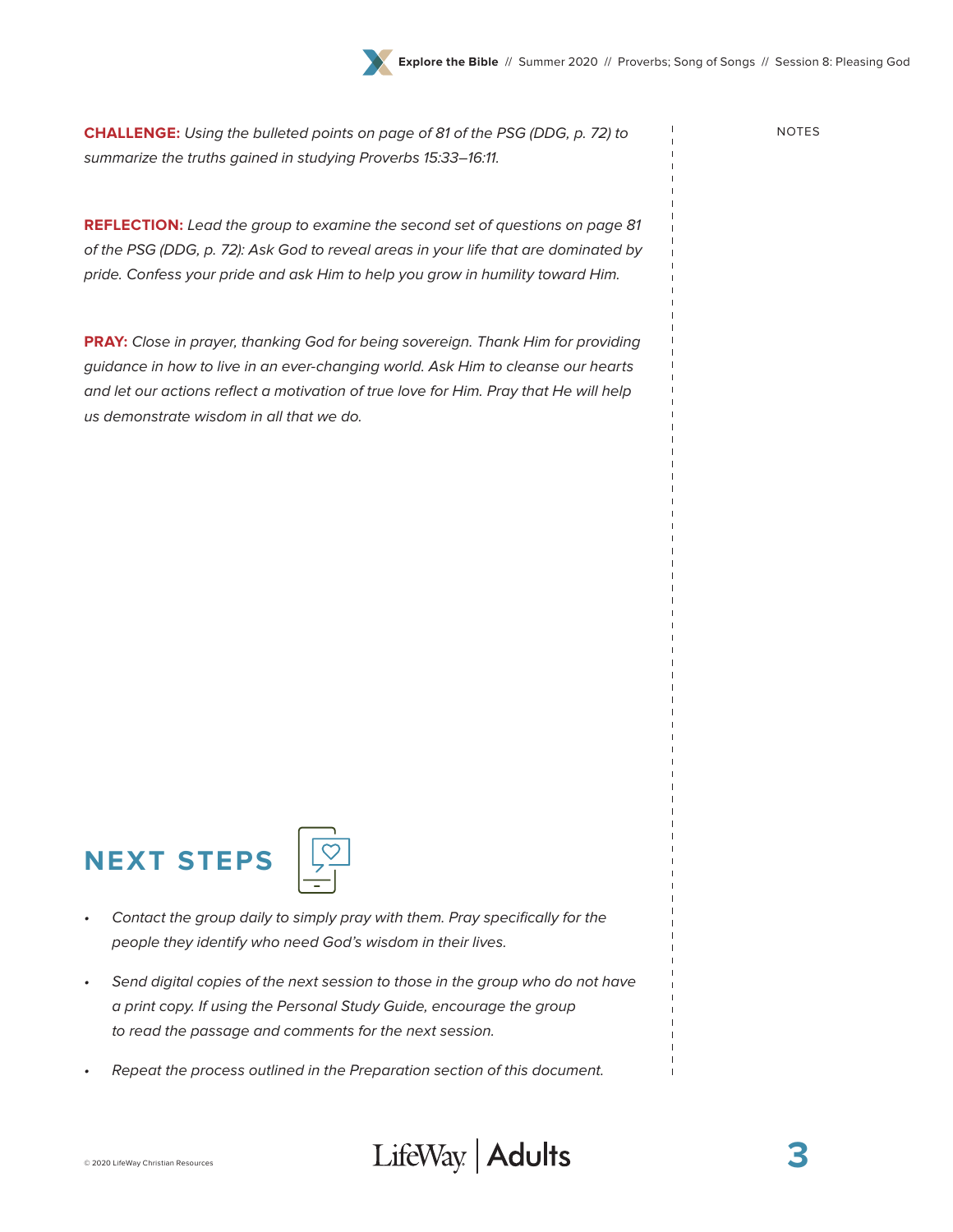**CHALLENGE:** *Using the bulleted points on page of 81 of the PSG (DDG, p. 72) to summarize the truths gained in studying Proverbs 15:33–16:11.*

**REFLECTION:** *Lead the group to examine the second set of questions on page 81 of the PSG (DDG, p. 72): Ask God to reveal areas in your life that are dominated by pride. Confess your pride and ask Him to help you grow in humility toward Him.*

**PRAY:** *Close in prayer, thanking God for being sovereign. Thank Him for providing guidance in how to live in an ever-changing world. Ask Him to cleanse our hearts and let our actions reflect a motivation of true love for Him. Pray that He will help us demonstrate wisdom in all that we do.*

NOTES

## NEXT STEPS

- *Contact the group daily to simply pray with them. Pray specifically for the people they identify who need God's wisdom in their lives.*
- *Send digital copies of the next session to those in the group who do not have a print copy. If using the Personal Study Guide, encourage the group to read the passage and comments for the next session.*
- *Repeat the process outlined in the Preparation section of this document.*

© 2020 LifeWay Christian Resources

LifeWay | Adults